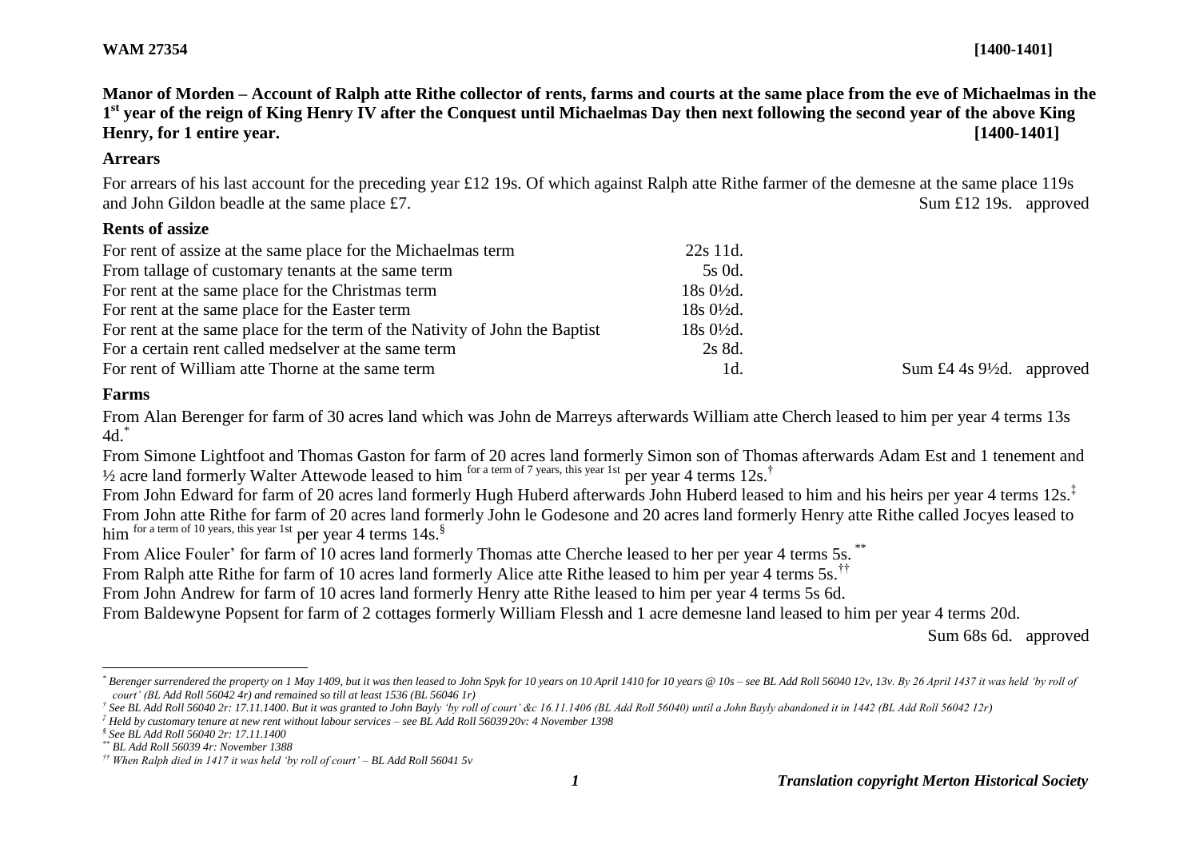**WAM 27354** **[1400-1401]**

**Manor of Morden – Account of Ralph atte Rithe collector of rents, farms and courts at the same place from the eve of Michaelmas in the 1st year of the reign of King Henry IV after the Conquest until Michaelmas Day then next following the second year of the above King Henry, for 1 entire year. [1400-1401]**

### Arrears

For arrears of his last account for the preceding year £12 19s. Of which against Ralph atte Rithe farmer of the demesne at the same place 119s and John Gildon beadle at the same place £7. Sum £12 19s. approved

### Rents of assize

| | | |
|---|---|---|
| For rent of assize at the same place for the Michaelmas term | 22s 11d. | |
| From tallage of customary tenants at the same term | 5s 0d. | |
| For rent at the same place for the Christmas term | 18s 0½d. | |
| For rent at the same place for the Easter term | 18s 0½d. | |
| For rent at the same place for the term of the Nativity of John the Baptist | 18s 0½d. | |
| For a certain rent called medselver at the same term | 2s 8d. | |
| For rent of William atte Thorne at the same term | 1d. | Sum £4 4s 9½d. approved |

### Farms

From Alan Berenger for farm of 30 acres land which was John de Marreys afterwards William atte Cherch leased to him per year 4 terms 13s 4d.[*]

From Simone Lightfoot and Thomas Gaston for farm of 20 acres land formerly Simon son of Thomas afterwards Adam Est and 1 tenement and ½ acre land formerly Walter Attewode leased to him for a term of 7 years, this year 1st per year 4 terms 12s.[†]

From John Edward for farm of 20 acres land formerly Hugh Huberd afterwards John Huberd leased to him and his heirs per year 4 terms 12s.[‡]

From John atte Rithe for farm of 20 acres land formerly John le Godesone and 20 acres land formerly Henry atte Rithe called Jocyes leased to him for a term of 10 years, this year 1st per year 4 terms 14s.[§]

From Alice Fouler' for farm of 10 acres land formerly Thomas atte Cherche leased to her per year 4 terms 5s.[**]

From Ralph atte Rithe for farm of 10 acres land formerly Alice atte Rithe leased to him per year 4 terms 5s.[††]

From John Andrew for farm of 10 acres land formerly Henry atte Rithe leased to him per year 4 terms 5s 6d.

From Baldewyne Popsent for farm of 2 cottages formerly William Flessh and 1 acre demesne land leased to him per year 4 terms 20d.

Sum 68s 6d. approved

---

[*] *Berenger surrendered the property on 1 May 1409, but it was then leased to John Spyk for 10 years on 10 April 1410 for 10 years @ 10s – see BL Add Roll 56040 12v, 13v. By 26 April 1437 it was held 'by roll of court' (BL Add Roll 56042 4r) and remained so till at least 1536 (BL 56046 1r)*

[†] *See BL Add Roll 56040 2r: 17.11.1400. But it was granted to John Bayly 'by roll of court' &c 16.11.1406 (BL Add Roll 56040) until a John Bayly abandoned it in 1442 (BL Add Roll 56042 12r)*

[‡] *Held by customary tenure at new rent without labour services – see BL Add Roll 56039 20v: 4 November 1398*

[§] *See BL Add Roll 56040 2r: 17.11.1400*

[**] *BL Add Roll 56039 4r: November 1388*

[††] *When Ralph died in 1417 it was held 'by roll of court' – BL Add Roll 56041 5v*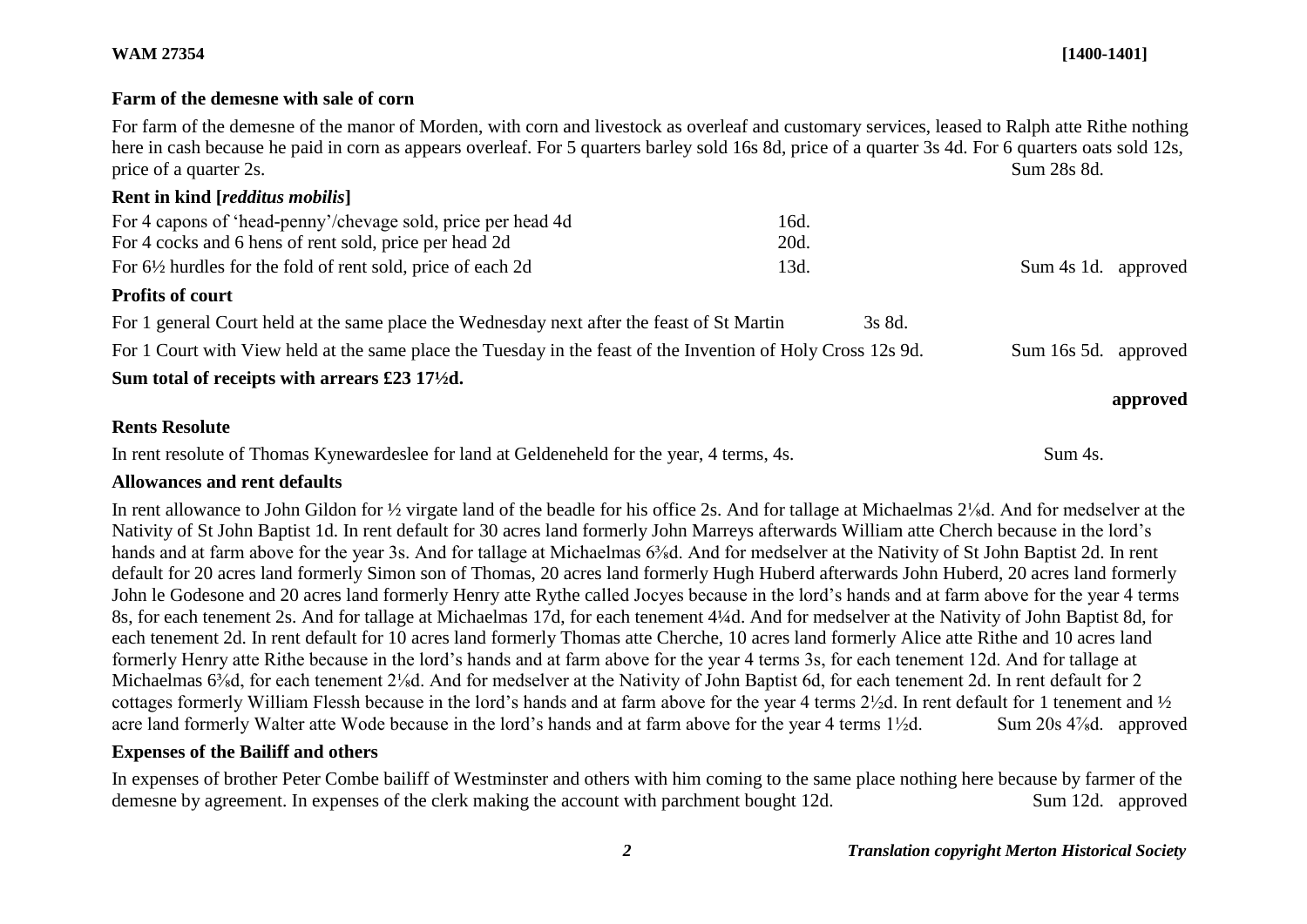**WAM 27354** **[1400-1401]**

**Farm of the demesne with sale of corn**

For farm of the demesne of the manor of Morden, with corn and livestock as overleaf and customary services, leased to Ralph atte Rithe nothing here in cash because he paid in corn as appears overleaf. For 5 quarters barley sold 16s 8d, price of a quarter 3s 4d. For 6 quarters oats sold 12s, price of a quarter 2s. Sum 28s 8d.

**Rent in kind [*redditus mobilis*]**

For 4 capons of 'head-penny'/chevage sold, price per head 4d 16d.
For 4 cocks and 6 hens of rent sold, price per head 2d 20d.
For 6½ hurdles for the fold of rent sold, price of each 2d 13d. Sum 4s 1d. approved

**Profits of court**

For 1 general Court held at the same place the Wednesday next after the feast of St Martin 3s 8d.
For 1 Court with View held at the same place the Tuesday in the feast of the Invention of Holy Cross 12s 9d. Sum 16s 5d. approved

**Sum total of receipts with arrears £23 17½d.**

**approved**

**Rents Resolute**

In rent resolute of Thomas Kynewardeslee for land at Geldeneheld for the year, 4 terms, 4s. Sum 4s.

**Allowances and rent defaults**

In rent allowance to John Gildon for ½ virgate land of the beadle for his office 2s. And for tallage at Michaelmas 2⅛d. And for medselver at the Nativity of St John Baptist 1d. In rent default for 30 acres land formerly John Marreys afterwards William atte Cherch because in the lord's hands and at farm above for the year 3s. And for tallage at Michaelmas 6⅜d. And for medselver at the Nativity of St John Baptist 2d. In rent default for 20 acres land formerly Simon son of Thomas, 20 acres land formerly Hugh Huberd afterwards John Huberd, 20 acres land formerly John le Godesone and 20 acres land formerly Henry atte Rythe called Jocyes because in the lord's hands and at farm above for the year 4 terms 8s, for each tenement 2s. And for tallage at Michaelmas 17d, for each tenement 4¼d. And for medselver at the Nativity of John Baptist 8d, for each tenement 2d. In rent default for 10 acres land formerly Thomas atte Cherche, 10 acres land formerly Alice atte Rithe and 10 acres land formerly Henry atte Rithe because in the lord's hands and at farm above for the year 4 terms 3s, for each tenement 12d. And for tallage at Michaelmas 6⅜d, for each tenement 2⅛d. And for medselver at the Nativity of John Baptist 6d, for each tenement 2d. In rent default for 2 cottages formerly William Flessh because in the lord's hands and at farm above for the year 4 terms 2½d. In rent default for 1 tenement and ½ acre land formerly Walter atte Wode because in the lord's hands and at farm above for the year 4 terms 1½d. Sum 20s 4⅞d. approved

**Expenses of the Bailiff and others**

In expenses of brother Peter Combe bailiff of Westminster and others with him coming to the same place nothing here because by farmer of the demesne by agreement. In expenses of the clerk making the account with parchment bought 12d. Sum 12d. approved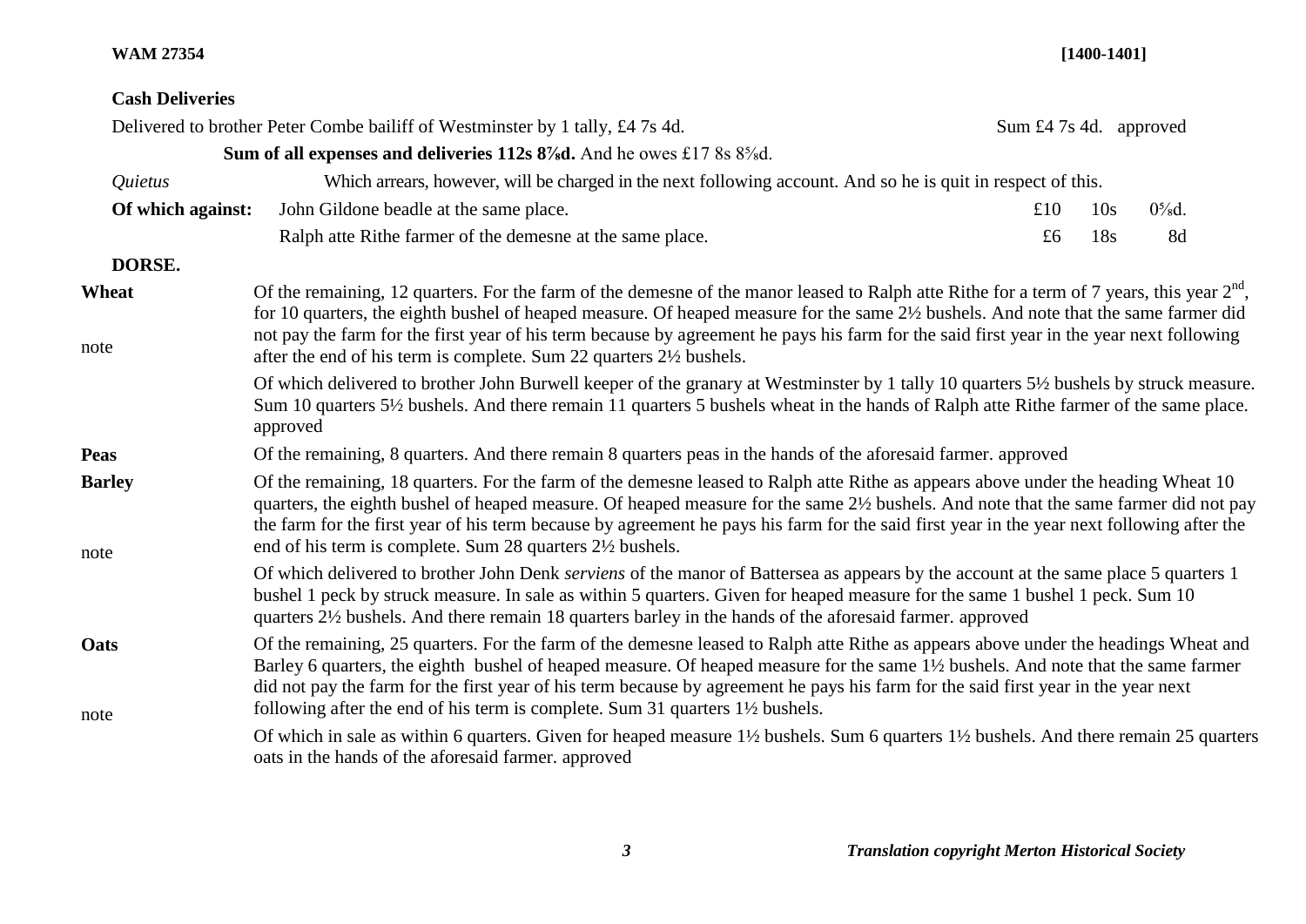**Cash Deliveries**

Delivered to brother Peter Combe bailiff of Westminster by 1 tally, £4 7s 4d. Sum £4 7s 4d. approved

**Sum of all expenses and deliveries 112s 8⅞d.** And he owes £17 8s 8⅝d.

*Quietus* Which arrears, however, will be charged in the next following account. And so he is quit in respect of this.

| **Of which against:** | | | | |
|---|---|---|---|---|
| | John Gildone beadle at the same place. | £10 | 10s | 0⅝d. |
| | Ralph atte Rithe farmer of the demesne at the same place. | £6 | 18s | 8d |

**DORSE.**

**Wheat**

note

Of the remaining, 12 quarters. For the farm of the demesne of the manor leased to Ralph atte Rithe for a term of 7 years, this year 2[nd], for 10 quarters, the eighth bushel of heaped measure. Of heaped measure for the same 2½ bushels. And note that the same farmer did not pay the farm for the first year of his term because by agreement he pays his farm for the said first year in the year next following after the end of his term is complete. Sum 22 quarters 2½ bushels.

Of which delivered to brother John Burwell keeper of the granary at Westminster by 1 tally 10 quarters 5½ bushels by struck measure. Sum 10 quarters 5½ bushels. And there remain 11 quarters 5 bushels wheat in the hands of Ralph atte Rithe farmer of the same place. approved

**Peas** Of the remaining, 8 quarters. And there remain 8 quarters peas in the hands of the aforesaid farmer. approved

**Barley**

note

Of the remaining, 18 quarters. For the farm of the demesne leased to Ralph atte Rithe as appears above under the heading Wheat 10 quarters, the eighth bushel of heaped measure. Of heaped measure for the same 2½ bushels. And note that the same farmer did not pay the farm for the first year of his term because by agreement he pays his farm for the said first year in the year next following after the end of his term is complete. Sum 28 quarters 2½ bushels.

Of which delivered to brother John Denk *serviens* of the manor of Battersea as appears by the account at the same place 5 quarters 1 bushel 1 peck by struck measure. In sale as within 5 quarters. Given for heaped measure for the same 1 bushel 1 peck. Sum 10 quarters 2½ bushels. And there remain 18 quarters barley in the hands of the aforesaid farmer. approved

**Oats**

note

Of the remaining, 25 quarters. For the farm of the demesne leased to Ralph atte Rithe as appears above under the headings Wheat and Barley 6 quarters, the eighth bushel of heaped measure. Of heaped measure for the same 1½ bushels. And note that the same farmer did not pay the farm for the first year of his term because by agreement he pays his farm for the said first year in the year next following after the end of his term is complete. Sum 31 quarters 1½ bushels.

Of which in sale as within 6 quarters. Given for heaped measure 1½ bushels. Sum 6 quarters 1½ bushels. And there remain 25 quarters oats in the hands of the aforesaid farmer. approved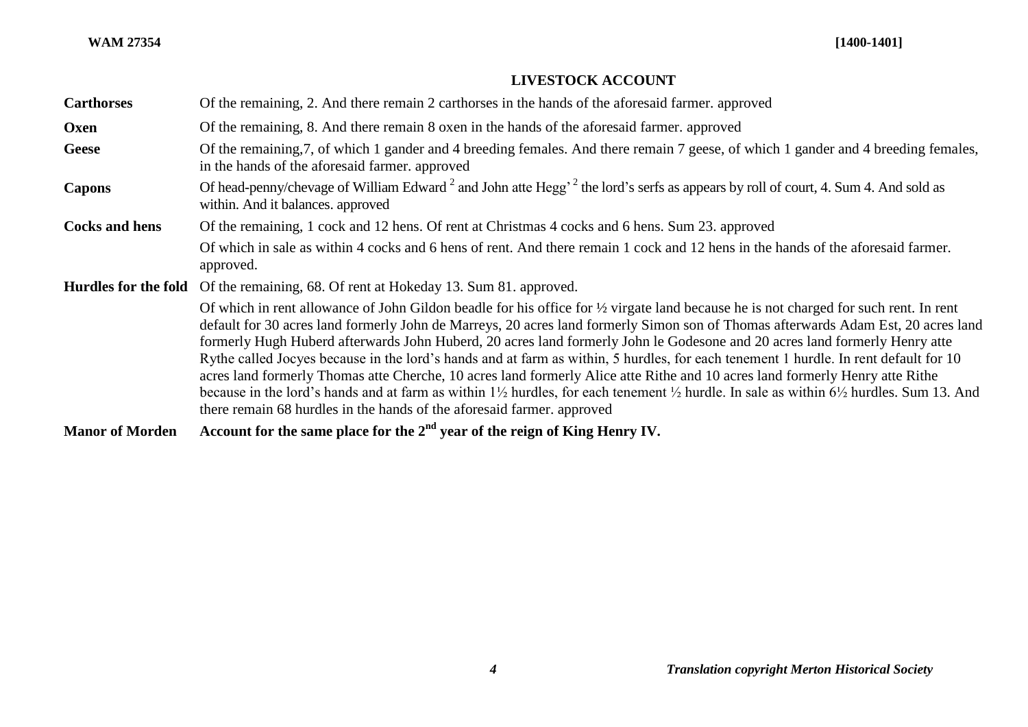## LIVESTOCK ACCOUNT

| | |
|---|---|
| **Carthorses** | Of the remaining, 2. And there remain 2 carthorses in the hands of the aforesaid farmer. approved |
| **Oxen** | Of the remaining, 8. And there remain 8 oxen in the hands of the aforesaid farmer. approved |
| **Geese** | Of the remaining,7, of which 1 gander and 4 breeding females. And there remain 7 geese, of which 1 gander and 4 breeding females, in the hands of the aforesaid farmer. approved |
| **Capons** | Of head-penny/chevage of William Edward [2] and John atte Hegg' [2] the lord's serfs as appears by roll of court, 4. Sum 4. And sold as within. And it balances. approved |
| **Cocks and hens** | Of the remaining, 1 cock and 12 hens. Of rent at Christmas 4 cocks and 6 hens. Sum 23. approved |
| | Of which in sale as within 4 cocks and 6 hens of rent. And there remain 1 cock and 12 hens in the hands of the aforesaid farmer. approved. |
| **Hurdles for the fold** | Of the remaining, 68. Of rent at Hokeday 13. Sum 81. approved. |
| | Of which in rent allowance of John Gildon beadle for his office for ½ virgate land because he is not charged for such rent. In rent default for 30 acres land formerly John de Marreys, 20 acres land formerly Simon son of Thomas afterwards Adam Est, 20 acres land formerly Hugh Huberd afterwards John Huberd, 20 acres land formerly John le Godesone and 20 acres land formerly Henry atte Rythe called Jocyes because in the lord's hands and at farm as within, 5 hurdles, for each tenement 1 hurdle. In rent default for 10 acres land formerly Thomas atte Cherche, 10 acres land formerly Alice atte Rithe and 10 acres land formerly Henry atte Rithe because in the lord's hands and at farm as within 1½ hurdles, for each tenement ½ hurdle. In sale as within 6½ hurdles. Sum 13. And there remain 68 hurdles in the hands of the aforesaid farmer. approved |
| **Manor of Morden** | **Account for the same place for the 2nd year of the reign of King Henry IV.** |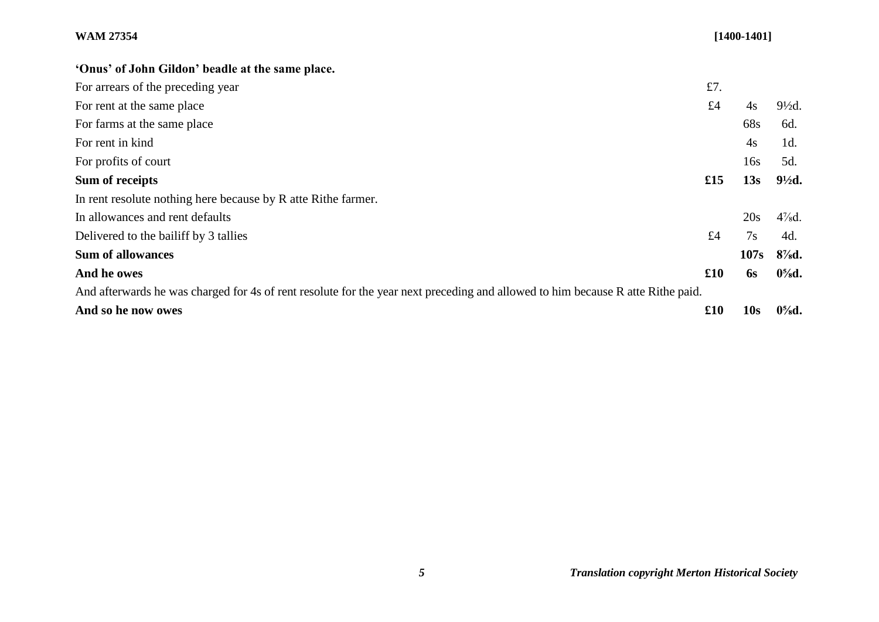**'Onus' of John Gildon' beadle at the same place.**

| | | | |
|---|---|---|---|
| For arrears of the preceding year | £7. | | |
| For rent at the same place | £4 | 4s | 9½d. |
| For farms at the same place | | 68s | 6d. |
| For rent in kind | | 4s | 1d. |
| For profits of court | | 16s | 5d. |
| **Sum of receipts** | **£15** | **13s** | **9½d.** |
| In rent resolute nothing here because by R atte Rithe farmer. | | | |
| In allowances and rent defaults | | 20s | 4⅞d. |
| Delivered to the bailiff by 3 tallies | £4 | 7s | 4d. |
| **Sum of allowances** | | **107s** | **8⅞d.** |
| **And he owes** | **£10** | **6s** | **0⅝d.** |
| And afterwards he was charged for 4s of rent resolute for the year next preceding and allowed to him because R atte Rithe paid. | | | |
| **And so he now owes** | **£10** | **10s** | **0⅝d.** |